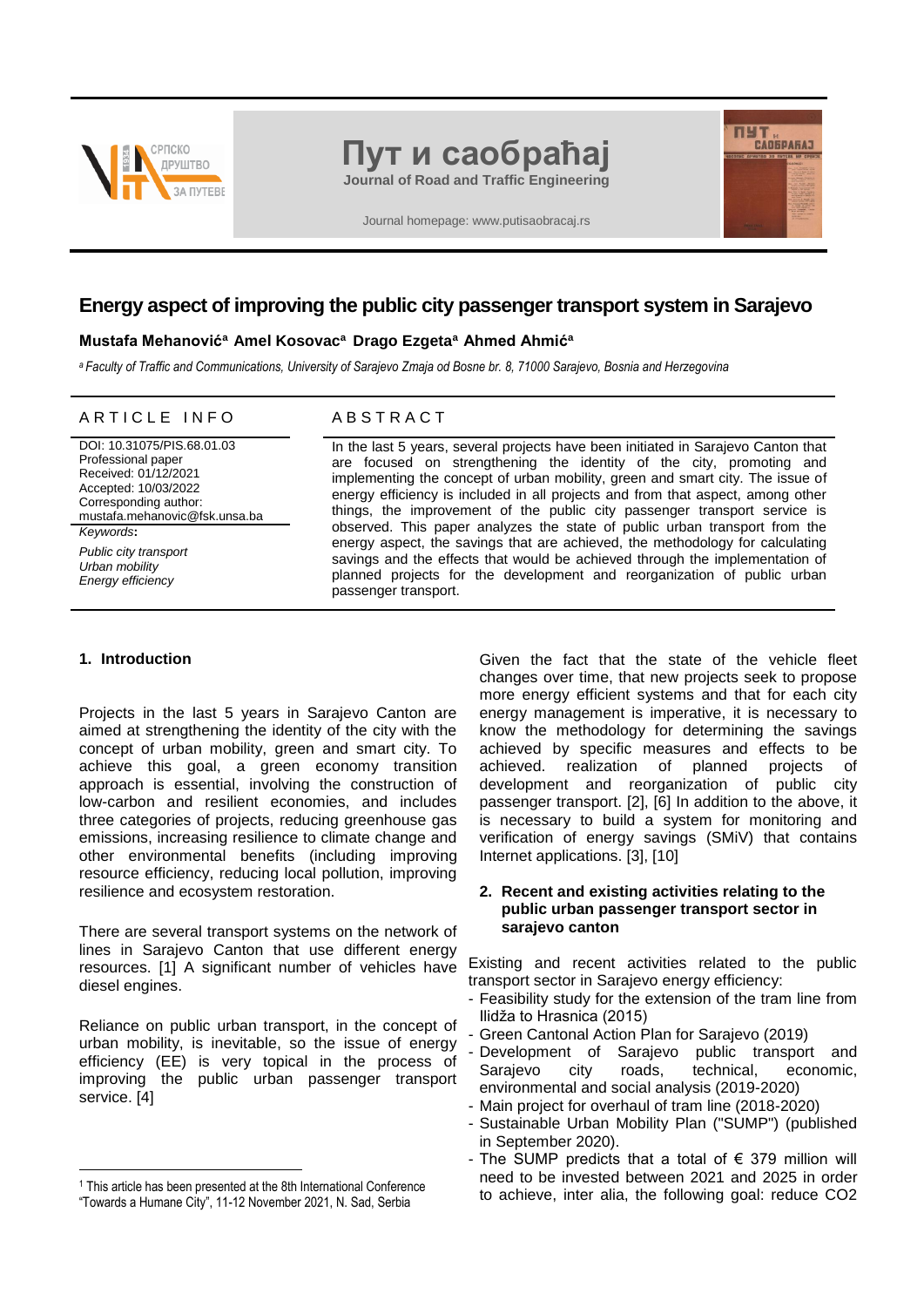# Energy aspect of improving the public city passenger transport system in Sarajevo

**Mustafa Mehanović[a] Amel Kosovac[a] Drago Ezgeta[a] Ahmed Ahmić[a]**

*[a] Faculty of Traffic and Communications, University of Sarajevo Zmaja od Bosne br. 8, 71000 Sarajevo, Bosnia and Herzegovina*

## ARTICLE INFO

DOI: 10.31075/PIS.68.01.03
Professional paper
Received: 01/12/2021
Accepted: 10/03/2022
Corresponding author:
mustafa.mehanovic@fsk.unsa.ba

*Keywords*:

*Public city transport*
*Urban mobility*
*Energy efficiency*

## ABSTRACT

In the last 5 years, several projects have been initiated in Sarajevo Canton that are focused on strengthening the identity of the city, promoting and implementing the concept of urban mobility, green and smart city. The issue of energy efficiency is included in all projects and from that aspect, among other things, the improvement of the public city passenger transport service is observed. This paper analyzes the state of public urban transport from the energy aspect, the savings that are achieved, the methodology for calculating savings and the effects that would be achieved through the implementation of planned projects for the development and reorganization of public urban passenger transport.

## 1. Introduction

Projects in the last 5 years in Sarajevo Canton are aimed at strengthening the identity of the city with the concept of urban mobility, green and smart city. To achieve this goal, a green economy transition approach is essential, involving the construction of low-carbon and resilient economies, and includes three categories of projects, reducing greenhouse gas emissions, increasing resilience to climate change and other environmental benefits (including improving resource efficiency, reducing local pollution, improving resilience and ecosystem restoration.

There are several transport systems on the network of lines in Sarajevo Canton that use different energy resources. [1] A significant number of vehicles have diesel engines.

Reliance on public urban transport, in the concept of urban mobility, is inevitable, so the issue of energy efficiency (EE) is very topical in the process of improving the public urban passenger transport service. [4]

Given the fact that the state of the vehicle fleet changes over time, that new projects seek to propose more energy efficient systems and that for each city energy management is imperative, it is necessary to know the methodology for determining the savings achieved by specific measures and effects to be achieved. realization of planned projects of development and reorganization of public city passenger transport. [2], [6] In addition to the above, it is necessary to build a system for monitoring and verification of energy savings (SMiV) that contains Internet applications. [3], [10]

## 2. Recent and existing activities relating to the public urban passenger transport sector in sarajevo canton

Existing and recent activities related to the public transport sector in Sarajevo energy efficiency:

- Feasibility study for the extension of the tram line from Ilidža to Hrasnica (2015)
- Green Cantonal Action Plan for Sarajevo (2019)
- Development of Sarajevo public transport and Sarajevo city roads, technical, economic, environmental and social analysis (2019-2020)
- Main project for overhaul of tram line (2018-2020)
- Sustainable Urban Mobility Plan ("SUMP") (published in September 2020).
- The SUMP predicts that a total of € 379 million will need to be invested between 2021 and 2025 in order to achieve, inter alia, the following goal: reduce $CO_2$

[1] This article has been presented at the 8th International Conference "Towards a Humane City", 11-12 November 2021, N. Sad, Serbia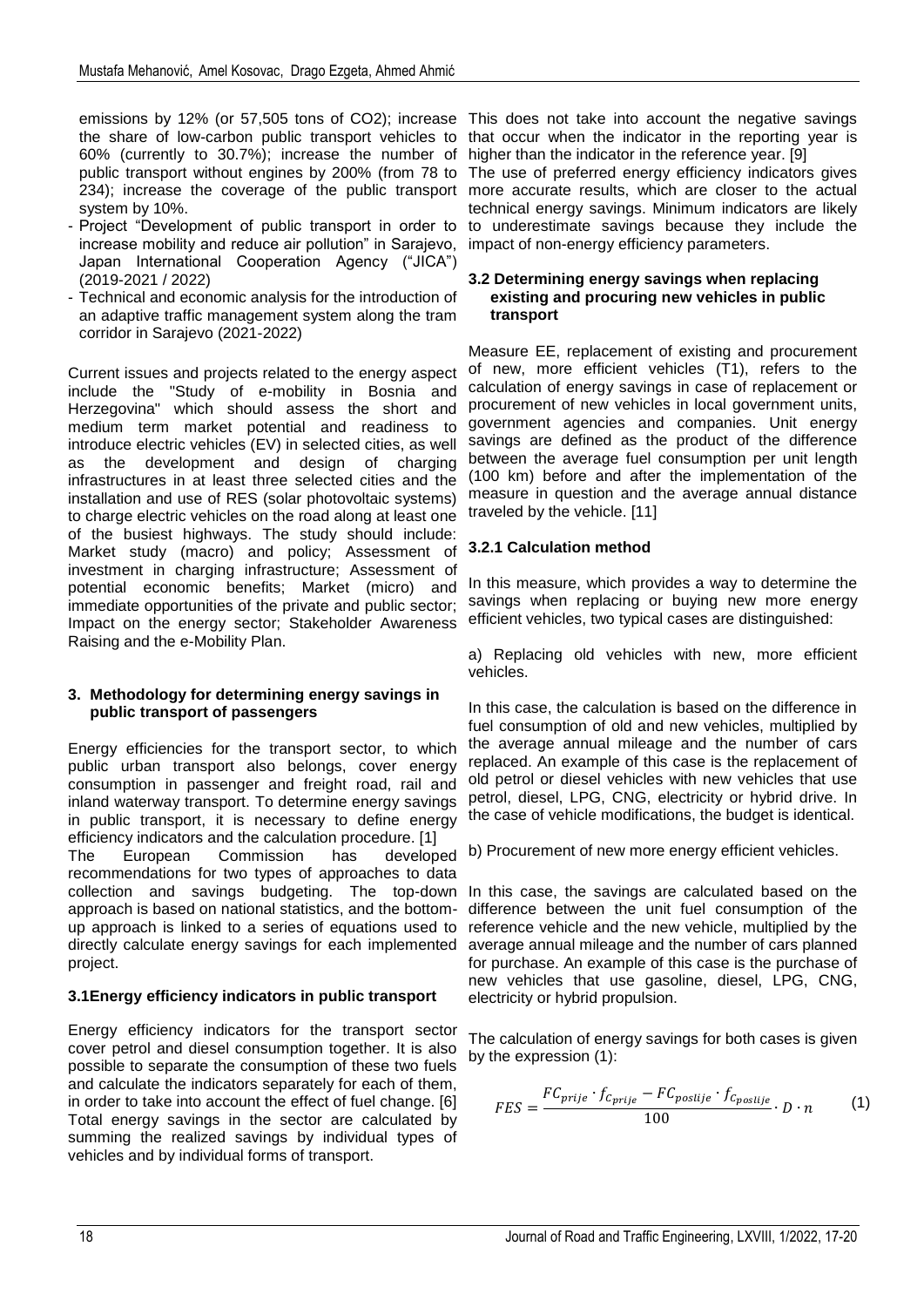emissions by 12% (or 57,505 tons of $CO_2$); increase the share of low-carbon public transport vehicles to 60% (currently to 30.7%); increase the number of public transport without engines by 200% (from 78 to 234); increase the coverage of the public transport system by 10%.

- Project "Development of public transport in order to increase mobility and reduce air pollution" in Sarajevo, Japan International Cooperation Agency ("JICA") (2019-2021 / 2022)
- Technical and economic analysis for the introduction of an adaptive traffic management system along the tram corridor in Sarajevo (2021-2022)

Current issues and projects related to the energy aspect include the "Study of e-mobility in Bosnia and Herzegovina" which should assess the short and medium term market potential and readiness to introduce electric vehicles (EV) in selected cities, as well as the development and design of charging infrastructures in at least three selected cities and the installation and use of RES (solar photovoltaic systems) to charge electric vehicles on the road along at least one of the busiest highways. The study should include: Market study (macro) and policy; Assessment of investment in charging infrastructure; Assessment of potential economic benefits; Market (micro) and immediate opportunities of the private and public sector; Impact on the energy sector; Stakeholder Awareness Raising and the e-Mobility Plan.

## 3. Methodology for determining energy savings in public transport of passengers

Energy efficiencies for the transport sector, to which public urban transport also belongs, cover energy consumption in passenger and freight road, rail and inland waterway transport. To determine energy savings in public transport, it is necessary to define energy efficiency indicators and the calculation procedure. [1]

The European Commission has developed recommendations for two types of approaches to data collection and savings budgeting. The top-down approach is based on national statistics, and the bottom-up approach is linked to a series of equations used to directly calculate energy savings for each implemented project.

### 3.1 Energy efficiency indicators in public transport

Energy efficiency indicators for the transport sector cover petrol and diesel consumption together. It is also possible to separate the consumption of these two fuels and calculate the indicators separately for each of them, in order to take into account the effect of fuel change. [6] Total energy savings in the sector are calculated by summing the realized savings by individual types of vehicles and by individual forms of transport.

This does not take into account the negative savings that occur when the indicator in the reporting year is higher than the indicator in the reference year. [9]

The use of preferred energy efficiency indicators gives more accurate results, which are closer to the actual technical energy savings. Minimum indicators are likely to underestimate savings because they include the impact of non-energy efficiency parameters.

### 3.2 Determining energy savings when replacing existing and procuring new vehicles in public transport

Measure EE, replacement of existing and procurement of new, more efficient vehicles (T1), refers to the calculation of energy savings in case of replacement or procurement of new vehicles in local government units, government agencies and companies. Unit energy savings are defined as the product of the difference between the average fuel consumption per unit length (100 km) before and after the implementation of the measure in question and the average annual distance traveled by the vehicle. [11]

#### 3.2.1 Calculation method

In this measure, which provides a way to determine the savings when replacing or buying new more energy efficient vehicles, two typical cases are distinguished:

a) Replacing old vehicles with new, more efficient vehicles.

In this case, the calculation is based on the difference in fuel consumption of old and new vehicles, multiplied by the average annual mileage and the number of cars replaced. An example of this case is the replacement of old petrol or diesel vehicles with new vehicles that use petrol, diesel, LPG, CNG, electricity or hybrid drive. In the case of vehicle modifications, the budget is identical.

b) Procurement of new more energy efficient vehicles.

In this case, the savings are calculated based on the difference between the unit fuel consumption of the reference vehicle and the new vehicle, multiplied by the average annual mileage and the number of cars planned for purchase. An example of this case is the purchase of new vehicles that use gasoline, diesel, LPG, CNG, electricity or hybrid propulsion.

The calculation of energy savings for both cases is given by the expression (1):

$$FES = \frac{FC_{prije} \cdot f_{C_{prije}} - FC_{poslije} \cdot f_{C_{poslije}}}{100} \cdot D \cdot n \qquad (1)$$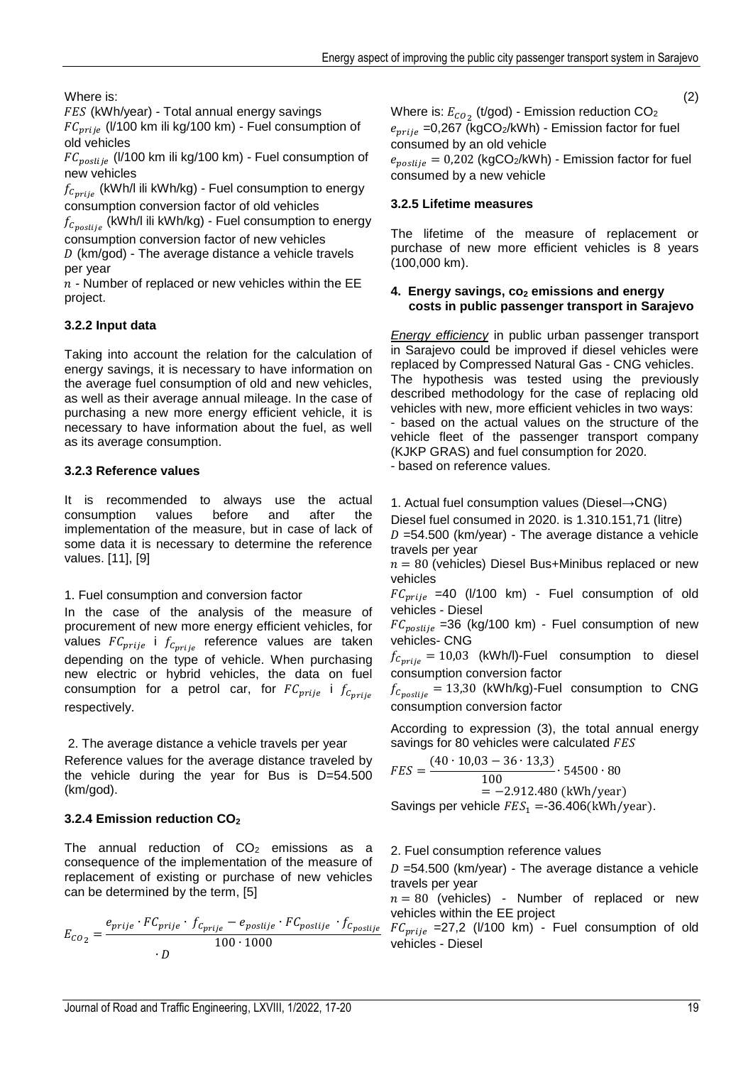Where is:

$FES$ (kWh/year) - Total annual energy savings

$FC_{prije}$ (l/100 km ili kg/100 km) - Fuel consumption of old vehicles

$FC_{poslije}$ (l/100 km ili kg/100 km) - Fuel consumption of new vehicles

$f_{c_{prije}}$ (kWh/l ili kWh/kg) - Fuel consumption to energy consumption conversion factor of old vehicles

$f_{c_{poslije}}$ (kWh/l ili kWh/kg) - Fuel consumption to energy consumption conversion factor of new vehicles

$D$ (km/god) - The average distance a vehicle travels per year

$n$ - Number of replaced or new vehicles within the EE project.

### 3.2.2 Input data

Taking into account the relation for the calculation of energy savings, it is necessary to have information on the average fuel consumption of old and new vehicles, as well as their average annual mileage. In the case of purchasing a new more energy efficient vehicle, it is necessary to have information about the fuel, as well as its average consumption.

### 3.2.3 Reference values

It is recommended to always use the actual consumption values before and after the implementation of the measure, but in case of lack of some data it is necessary to determine the reference values. [11], [9]

1. Fuel consumption and conversion factor

In the case of the analysis of the measure of procurement of new more energy efficient vehicles, for values $FC_{prije}$ i $f_{c_{prije}}$ reference values are taken depending on the type of vehicle. When purchasing new electric or hybrid vehicles, the data on fuel consumption for a petrol car, for $FC_{prije}$ i $f_{c_{prije}}$ respectively.

2. The average distance a vehicle travels per year

Reference values for the average distance traveled by the vehicle during the year for Bus is D=54.500 (km/god).

### 3.2.4 Emission reduction $CO_2$

The annual reduction of $CO_2$ emissions as a consequence of the implementation of the measure of replacement of existing or purchase of new vehicles can be determined by the term, [5]

$$E_{CO_2} = \frac{e_{prije} \cdot FC_{prije} \cdot f_{c_{prije}} - e_{poslije} \cdot FC_{poslije} \cdot f_{c_{poslije}}}{100 \cdot 1000} \cdot D \tag{2}$$

Where is: $E_{CO_2}$ (t/god) - Emission reduction $CO_2$

$e_{prije}$ =0,267 (kg$CO_2$/kWh) - Emission factor for fuel consumed by an old vehicle

$e_{poslije} = 0{,}202$ (kg$CO_2$/kWh) - Emission factor for fuel consumed by a new vehicle

### 3.2.5 Lifetime measures

The lifetime of the measure of replacement or purchase of new more efficient vehicles is 8 years (100,000 km).

## 4. Energy savings, co₂ emissions and energy costs in public passenger transport in Sarajevo

*Energy efficiency* in public urban passenger transport in Sarajevo could be improved if diesel vehicles were replaced by Compressed Natural Gas - CNG vehicles. The hypothesis was tested using the previously described methodology for the case of replacing old vehicles with new, more efficient vehicles in two ways:

- based on the actual values on the structure of the vehicle fleet of the passenger transport company (KJKP GRAS) and fuel consumption for 2020.
- based on reference values.

1. Actual fuel consumption values (Diesel→CNG)

Diesel fuel consumed in 2020. is 1.310.151,71 (litre)

$D$ =54.500 (km/year) - The average distance a vehicle travels per year

$n = 80$ (vehicles) Diesel Bus+Minibus replaced or new vehicles

$FC_{prije}$ =40 (l/100 km) - Fuel consumption of old vehicles - Diesel

$FC_{poslije}$ =36 (kg/100 km) - Fuel consumption of new vehicles- CNG

$f_{c_{prije}} = 10{,}03$ (kWh/l)-Fuel consumption to diesel consumption conversion factor

$f_{c_{poslije}} = 13{,}30$ (kWh/kg)-Fuel consumption to CNG consumption conversion factor

According to expression (3), the total annual energy savings for 80 vehicles were calculated $FES$

$$FES = \frac{(40 \cdot 10{,}03 - 36 \cdot 13{,}3)}{100} \cdot 54500 \cdot 80 = -2.912.480 \text{ (kWh/year)}$$

Savings per vehicle $FES_1$ =-36.406(kWh/year).

2. Fuel consumption reference values

$D$ =54.500 (km/year) - The average distance a vehicle travels per year

$n = 80$ (vehicles) - Number of replaced or new vehicles within the EE project

$FC_{prije}$ =27,2 (l/100 km) - Fuel consumption of old vehicles - Diesel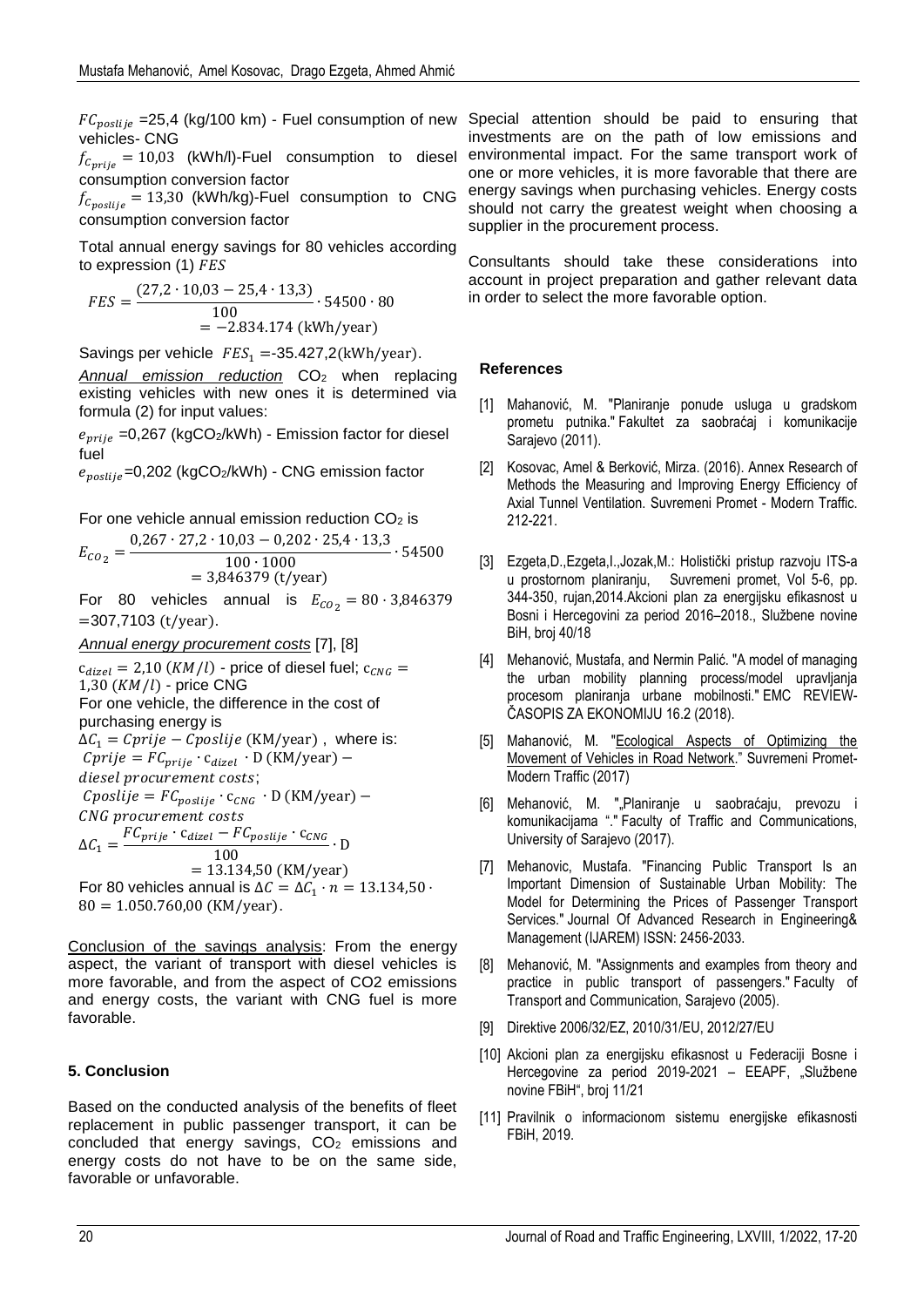$FC_{poslije}$ =25,4 (kg/100 km) - Fuel consumption of new vehicles- CNG

$f_{c_{prije}} = 10{,}03$ (kWh/l)-Fuel consumption to diesel consumption conversion factor

$f_{c_{poslije}} = 13{,}30$ (kWh/kg)-Fuel consumption to CNG consumption conversion factor

Total annual energy savings for 80 vehicles according to expression (1) $FES$

$$FES = \frac{(27{,}2 \cdot 10{,}03 - 25{,}4 \cdot 13{,}3)}{100} \cdot 54500 \cdot 80 = -2.834.174 \text{ (kWh/year)}$$

Savings per vehicle $FES_1$ =-35.427,2(kWh/year).

<u>*Annual emission reduction*</u> $CO_2$ when replacing existing vehicles with new ones it is determined via formula (2) for input values:

$e_{prije}$ =0,267 (kg$CO_2$/kWh) - Emission factor for diesel fuel

$e_{poslije}$=0,202 (kg$CO_2$/kWh) - CNG emission factor

For one vehicle annual emission reduction $CO_2$ is

$$E_{CO_2} = \frac{0{,}267 \cdot 27{,}2 \cdot 10{,}03 - 0{,}202 \cdot 25{,}4 \cdot 13{,}3}{100 \cdot 1000} \cdot 54500 = 3{,}846379 \text{ (t/year)}$$

For 80 vehicles annual is $E_{CO_2} = 80 \cdot 3{,}846379$ $=307{,}7103$ (t/year).

<u>*Annual energy procurement costs*</u> [7], [8]

$c_{dizel} = 2{,}10$ $(KM/l)$ - price of diesel fuel; $c_{CNG} = 1{,}30$ $(KM/l)$ - price CNG

For one vehicle, the difference in the cost of purchasing energy is

$\Delta C_1 = Cprije - Cposlije$ (KM/year) , where is:

$Cprije = FC_{prije} \cdot c_{dizel} \cdot D$ (KM/year) − $diesel\ procurement\ costs$;

$Cposlije = FC_{poslije} \cdot c_{CNG} \cdot D$ (KM/year) − $CNG\ procurement\ costs$

$$\Delta C_1 = \frac{FC_{prije} \cdot c_{dizel} - FC_{poslije} \cdot c_{CNG}}{100} \cdot D = 13.134{,}50 \text{ (KM/year)}$$

For 80 vehicles annual is $\Delta C = \Delta C_1 \cdot n = 13.134{,}50 \cdot 80 = 1.050.760{,}00$ (KM/year).

<u>Conclusion of the savings analysis</u>: From the energy aspect, the variant of transport with diesel vehicles is more favorable, and from the aspect of CO2 emissions and energy costs, the variant with CNG fuel is more favorable.

## 5. Conclusion

Based on the conducted analysis of the benefits of fleet replacement in public passenger transport, it can be concluded that energy savings, $CO_2$ emissions and energy costs do not have to be on the same side, favorable or unfavorable.

Special attention should be paid to ensuring that investments are on the path of low emissions and environmental impact. For the same transport work of one or more vehicles, it is more favorable that there are energy savings when purchasing vehicles. Energy costs should not carry the greatest weight when choosing a supplier in the procurement process.

Consultants should take these considerations into account in project preparation and gather relevant data in order to select the more favorable option.

### References

[1] Mahanović, M. "Planiranje ponude usluga u gradskom prometu putnika." Fakultet za saobraćaj i komunikacije Sarajevo (2011).

[2] Kosovac, Amel & Berković, Mirza. (2016). Annex Research of Methods the Measuring and Improving Energy Efficiency of Axial Tunnel Ventilation. Suvremeni Promet - Modern Traffic. 212-221.

[3] Ezgeta,D.,Ezgeta,I.,Jozak,M.: Holistički pristup razvoju ITS-a u prostornom planiranju, Suvremeni promet, Vol 5-6, pp. 344-350, rujan,2014.Akcioni plan za energijsku efikasnost u Bosni i Hercegovini za period 2016–2018., Službene novine BiH, broj 40/18

[4] Mehanović, Mustafa, and Nermin Palić. "A model of managing the urban mobility planning process/model upravljanja procesom planiranja urbane mobilnosti." EMC REVIEW-ČASOPIS ZA EKONOMIJU 16.2 (2018).

[5] Mahanović, M. "<u>Ecological Aspects of Optimizing the Movement of Vehicles in Road Network</u>." Suvremeni Promet-Modern Traffic (2017)

[6] Mehanović, M. "„Planiranje u saobraćaju, prevozu i komunikacijama "." Faculty of Traffic and Communications, University of Sarajevo (2017).

[7] Mehanovic, Mustafa. "Financing Public Transport Is an Important Dimension of Sustainable Urban Mobility: The Model for Determining the Prices of Passenger Transport Services." Journal Of Advanced Research in Engineering& Management (IJAREM) ISSN: 2456-2033.

[8] Mehanović, M. "Assignments and examples from theory and practice in public transport of passengers." Faculty of Transport and Communication, Sarajevo (2005).

[9] Direktive 2006/32/EZ, 2010/31/EU, 2012/27/EU

[10] Akcioni plan za energijsku efikasnost u Federaciji Bosne i Hercegovine za period 2019-2021 – EEAPF, „Službene novine FBiH", broj 11/21

[11] Pravilnik o informacionom sistemu energijske efikasnosti FBiH, 2019.